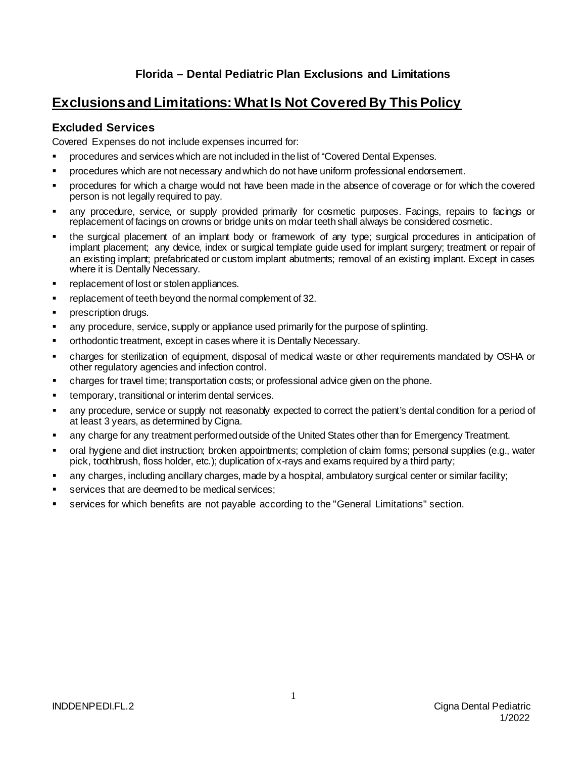**Florida – Dental Pediatric Plan Exclusions and Limitations**

# Exclusions and Limitations: What Is Not Covered By This Policy

## Excluded Services

Covered Expenses do not include expenses incurred for:

- procedures and services which are not included in the list of "Covered Dental Expenses.
- procedures which are not necessary and which do not have uniform professional endorsement.
- procedures for which a charge would not have been made in the absence of coverage or for which the covered person is not legally required to pay.
- any procedure, service, or supply provided primarily for cosmetic purposes. Facings, repairs to facings or replacement of facings on crowns or bridge units on molar teeth shall always be considered cosmetic.
- the surgical placement of an implant body or framework of any type; surgical procedures in anticipation of implant placement; any device, index or surgical template guide used for implant surgery; treatment or repair of an existing implant; prefabricated or custom implant abutments; removal of an existing implant. Except in cases where it is Dentally Necessary.
- replacement of lost or stolen appliances.
- replacement of teeth beyond the normal complement of 32.
- prescription drugs.
- any procedure, service, supply or appliance used primarily for the purpose of splinting.
- orthodontic treatment, except in cases where it is Dentally Necessary.
- charges for sterilization of equipment, disposal of medical waste or other requirements mandated by OSHA or other regulatory agencies and infection control.
- charges for travel time; transportation costs; or professional advice given on the phone.
- temporary, transitional or interim dental services.
- any procedure, service or supply not reasonably expected to correct the patient's dental condition for a period of at least 3 years, as determined by Cigna.
- any charge for any treatment performed outside of the United States other than for Emergency Treatment.
- oral hygiene and diet instruction; broken appointments; completion of claim forms; personal supplies (e.g., water pick, toothbrush, floss holder, etc.); duplication of x-rays and exams required by a third party;
- any charges, including ancillary charges, made by a hospital, ambulatory surgical center or similar facility;
- services that are deemed to be medical services;
- services for which benefits are not payable according to the "General Limitations" section.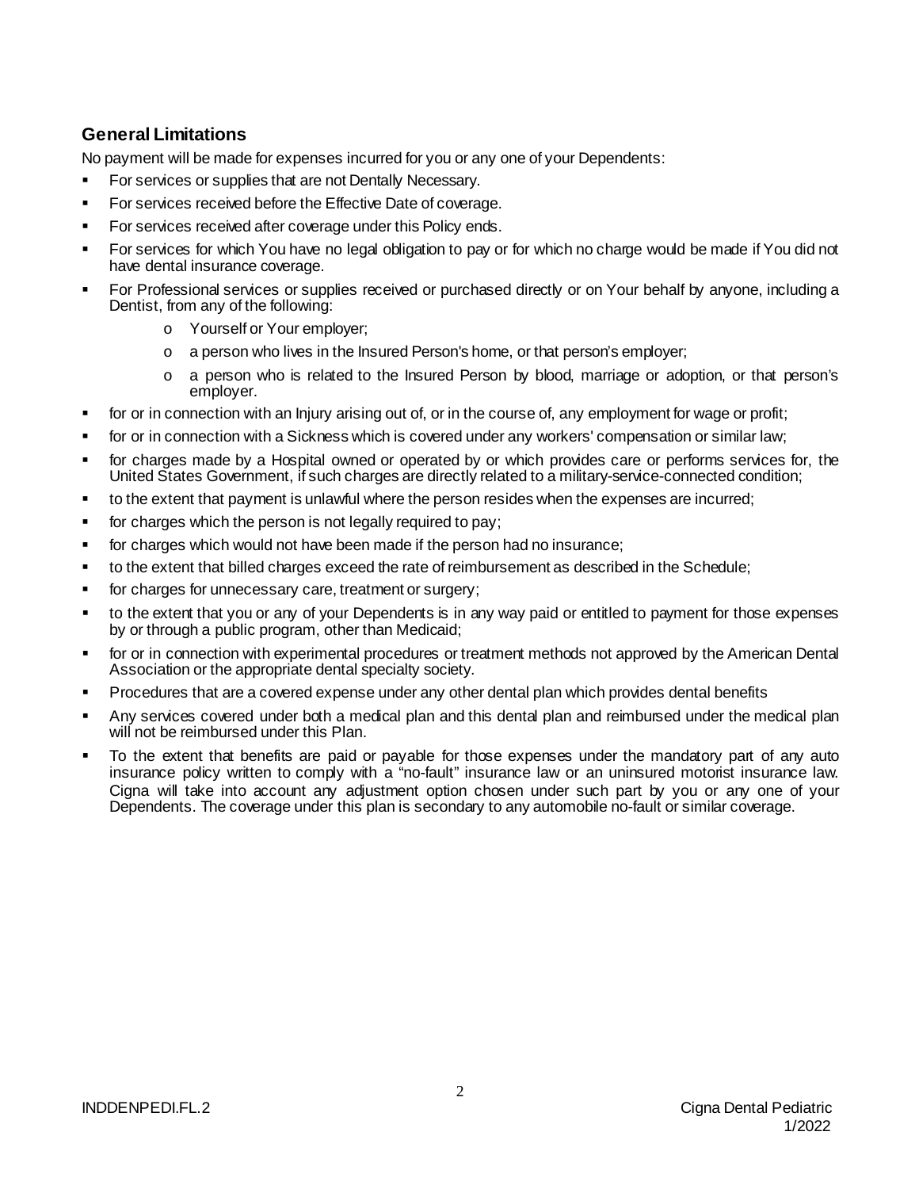## General Limitations

No payment will be made for expenses incurred for you or any one of your Dependents:

- For services or supplies that are not Dentally Necessary.
- For services received before the Effective Date of coverage.
- For services received after coverage under this Policy ends.
- For services for which You have no legal obligation to pay or for which no charge would be made if You did not have dental insurance coverage.
- For Professional services or supplies received or purchased directly or on Your behalf by anyone, including a Dentist, from any of the following:
  - Yourself or Your employer;
  - a person who lives in the Insured Person's home, or that person's employer;
  - a person who is related to the Insured Person by blood, marriage or adoption, or that person's employer.
- for or in connection with an Injury arising out of, or in the course of, any employment for wage or profit;
- for or in connection with a Sickness which is covered under any workers' compensation or similar law;
- for charges made by a Hospital owned or operated by or which provides care or performs services for, the United States Government, if such charges are directly related to a military-service-connected condition;
- to the extent that payment is unlawful where the person resides when the expenses are incurred;
- for charges which the person is not legally required to pay;
- for charges which would not have been made if the person had no insurance;
- to the extent that billed charges exceed the rate of reimbursement as described in the Schedule;
- for charges for unnecessary care, treatment or surgery;
- to the extent that you or any of your Dependents is in any way paid or entitled to payment for those expenses by or through a public program, other than Medicaid;
- for or in connection with experimental procedures or treatment methods not approved by the American Dental Association or the appropriate dental specialty society.
- Procedures that are a covered expense under any other dental plan which provides dental benefits
- Any services covered under both a medical plan and this dental plan and reimbursed under the medical plan will not be reimbursed under this Plan.
- To the extent that benefits are paid or payable for those expenses under the mandatory part of any auto insurance policy written to comply with a "no-fault" insurance law or an uninsured motorist insurance law. Cigna will take into account any adjustment option chosen under such part by you or any one of your Dependents. The coverage under this plan is secondary to any automobile no-fault or similar coverage.